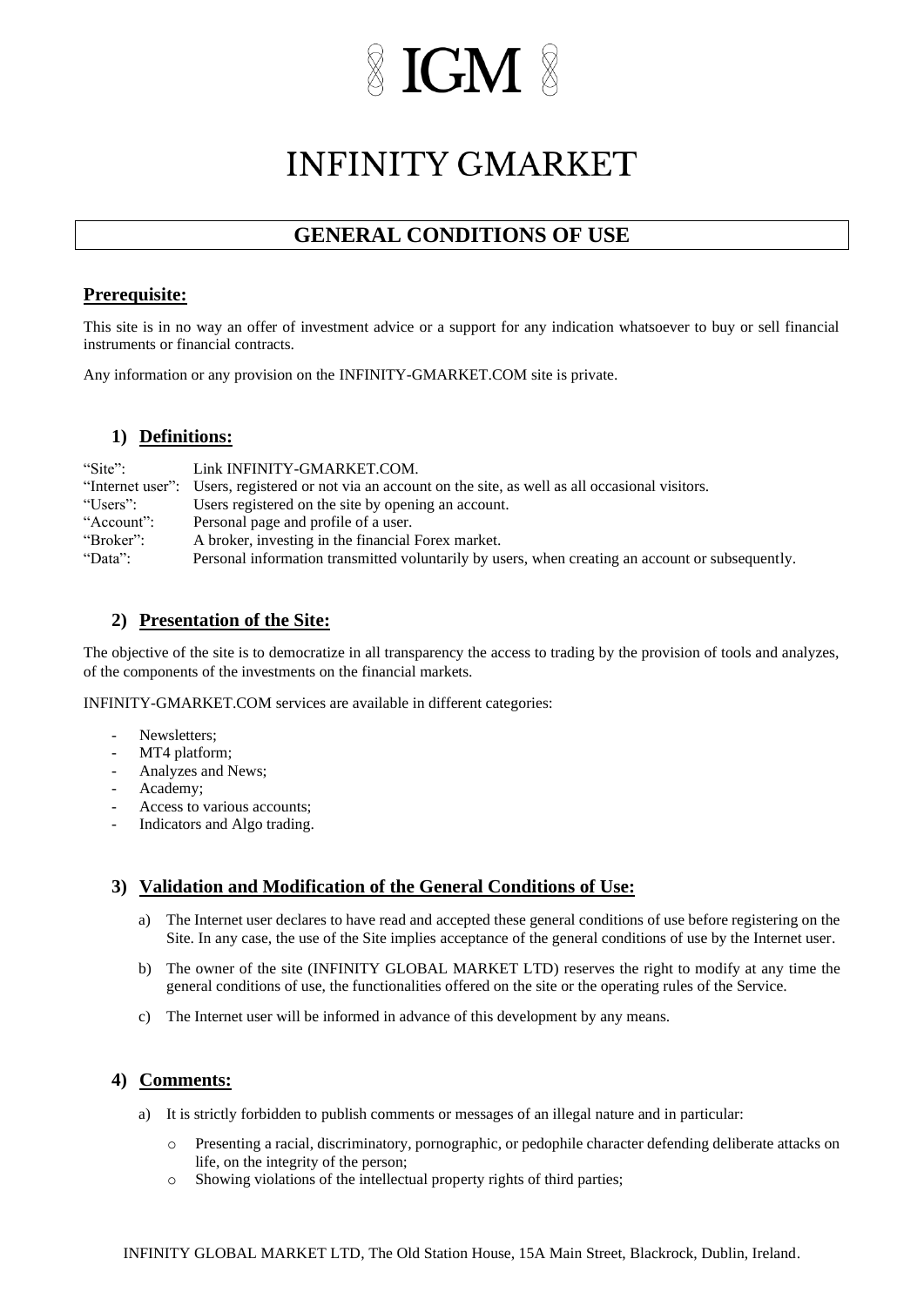# IGM

# INFINITY GMARKET

## GENERAL CONDITIONS OF USE

### Prerequisite:

This site is in no way an offer of investment advice or a support for any indication whatsoever to buy or sell financial instruments or financial contracts.

Any information or any provision on the INFINITY-GMARKET.COM site is private.

### 1) Definitions:

"Site": Link INFINITY-GMARKET.COM.
"Internet user": Users, registered or not via an account on the site, as well as all occasional visitors.
"Users": Users registered on the site by opening an account.
"Account": Personal page and profile of a user.
"Broker": A broker, investing in the financial Forex market.
"Data": Personal information transmitted voluntarily by users, when creating an account or subsequently.

### 2) Presentation of the Site:

The objective of the site is to democratize in all transparency the access to trading by the provision of tools and analyzes, of the components of the investments on the financial markets.

INFINITY-GMARKET.COM services are available in different categories:

- Newsletters;
- MT4 platform;
- Analyzes and News;
- Academy;
- Access to various accounts;
- Indicators and Algo trading.

### 3) Validation and Modification of the General Conditions of Use:

a) The Internet user declares to have read and accepted these general conditions of use before registering on the Site. In any case, the use of the Site implies acceptance of the general conditions of use by the Internet user.

b) The owner of the site (INFINITY GLOBAL MARKET LTD) reserves the right to modify at any time the general conditions of use, the functionalities offered on the site or the operating rules of the Service.

c) The Internet user will be informed in advance of this development by any means.

### 4) Comments:

a) It is strictly forbidden to publish comments or messages of an illegal nature and in particular:

- Presenting a racial, discriminatory, pornographic, or pedophile character defending deliberate attacks on life, on the integrity of the person;
- Showing violations of the intellectual property rights of third parties;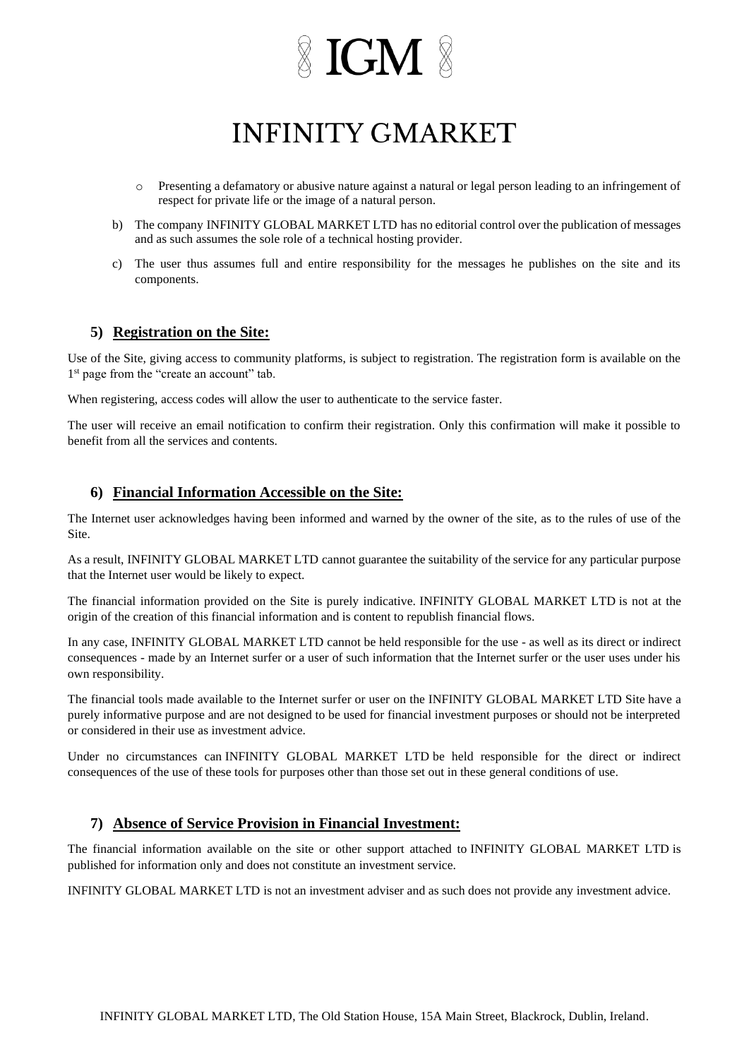- Presenting a defamatory or abusive nature against a natural or legal person leading to an infringement of respect for private life or the image of a natural person.

b) The company INFINITY GLOBAL MARKET LTD has no editorial control over the publication of messages and as such assumes the sole role of a technical hosting provider.

c) The user thus assumes full and entire responsibility for the messages he publishes on the site and its components.

## 5) Registration on the Site:

Use of the Site, giving access to community platforms, is subject to registration. The registration form is available on the 1st page from the "create an account" tab.

When registering, access codes will allow the user to authenticate to the service faster.

The user will receive an email notification to confirm their registration. Only this confirmation will make it possible to benefit from all the services and contents.

## 6) Financial Information Accessible on the Site:

The Internet user acknowledges having been informed and warned by the owner of the site, as to the rules of use of the Site.

As a result, INFINITY GLOBAL MARKET LTD cannot guarantee the suitability of the service for any particular purpose that the Internet user would be likely to expect.

The financial information provided on the Site is purely indicative. INFINITY GLOBAL MARKET LTD is not at the origin of the creation of this financial information and is content to republish financial flows.

In any case, INFINITY GLOBAL MARKET LTD cannot be held responsible for the use - as well as its direct or indirect consequences - made by an Internet surfer or a user of such information that the Internet surfer or the user uses under his own responsibility.

The financial tools made available to the Internet surfer or user on the INFINITY GLOBAL MARKET LTD Site have a purely informative purpose and are not designed to be used for financial investment purposes or should not be interpreted or considered in their use as investment advice.

Under no circumstances can INFINITY GLOBAL MARKET LTD be held responsible for the direct or indirect consequences of the use of these tools for purposes other than those set out in these general conditions of use.

## 7) Absence of Service Provision in Financial Investment:

The financial information available on the site or other support attached to INFINITY GLOBAL MARKET LTD is published for information only and does not constitute an investment service.

INFINITY GLOBAL MARKET LTD is not an investment adviser and as such does not provide any investment advice.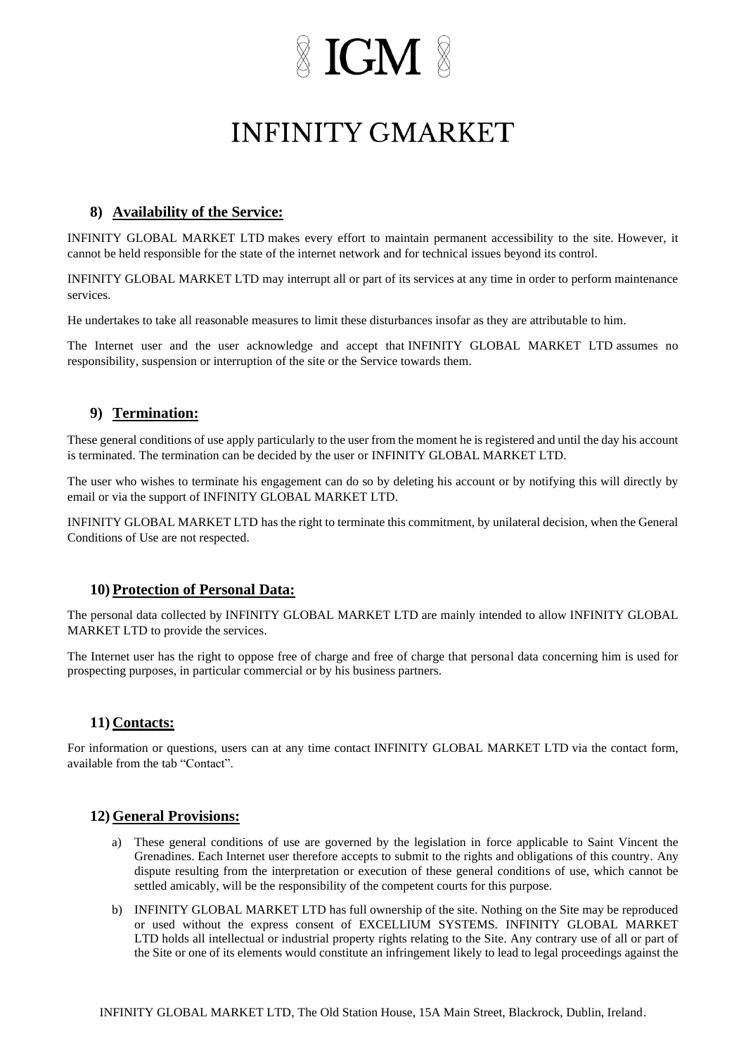## 8) Availability of the Service:

INFINITY GLOBAL MARKET LTD makes every effort to maintain permanent accessibility to the site. However, it cannot be held responsible for the state of the internet network and for technical issues beyond its control.

INFINITY GLOBAL MARKET LTD may interrupt all or part of its services at any time in order to perform maintenance services.

He undertakes to take all reasonable measures to limit these disturbances insofar as they are attributable to him.

The Internet user and the user acknowledge and accept that INFINITY GLOBAL MARKET LTD assumes no responsibility, suspension or interruption of the site or the Service towards them.

## 9) Termination:

These general conditions of use apply particularly to the user from the moment he is registered and until the day his account is terminated. The termination can be decided by the user or INFINITY GLOBAL MARKET LTD.

The user who wishes to terminate his engagement can do so by deleting his account or by notifying this will directly by email or via the support of INFINITY GLOBAL MARKET LTD.

INFINITY GLOBAL MARKET LTD has the right to terminate this commitment, by unilateral decision, when the General Conditions of Use are not respected.

## 10) Protection of Personal Data:

The personal data collected by INFINITY GLOBAL MARKET LTD are mainly intended to allow INFINITY GLOBAL MARKET LTD to provide the services.

The Internet user has the right to oppose free of charge and free of charge that personal data concerning him is used for prospecting purposes, in particular commercial or by his business partners.

## 11) Contacts:

For information or questions, users can at any time contact INFINITY GLOBAL MARKET LTD via the contact form, available from the tab "Contact".

## 12) General Provisions:

a) These general conditions of use are governed by the legislation in force applicable to Saint Vincent the Grenadines. Each Internet user therefore accepts to submit to the rights and obligations of this country. Any dispute resulting from the interpretation or execution of these general conditions of use, which cannot be settled amicably, will be the responsibility of the competent courts for this purpose.

b) INFINITY GLOBAL MARKET LTD has full ownership of the site. Nothing on the Site may be reproduced or used without the express consent of EXCELLIUM SYSTEMS. INFINITY GLOBAL MARKET LTD holds all intellectual or industrial property rights relating to the Site. Any contrary use of all or part of the Site or one of its elements would constitute an infringement likely to lead to legal proceedings against the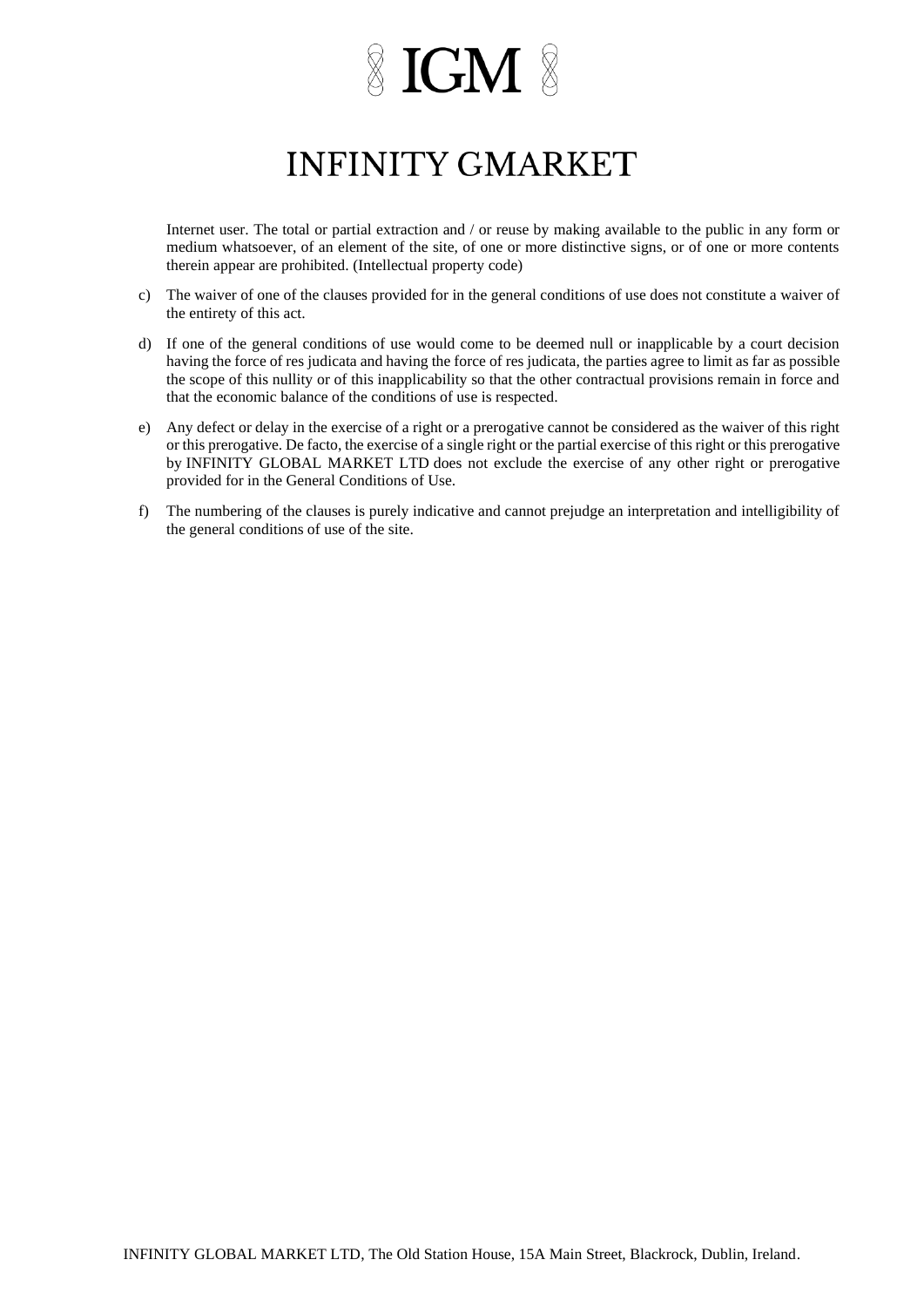Internet user. The total or partial extraction and / or reuse by making available to the public in any form or medium whatsoever, of an element of the site, of one or more distinctive signs, or of one or more contents therein appear are prohibited. (Intellectual property code)

c) The waiver of one of the clauses provided for in the general conditions of use does not constitute a waiver of the entirety of this act.

d) If one of the general conditions of use would come to be deemed null or inapplicable by a court decision having the force of res judicata and having the force of res judicata, the parties agree to limit as far as possible the scope of this nullity or of this inapplicability so that the other contractual provisions remain in force and that the economic balance of the conditions of use is respected.

e) Any defect or delay in the exercise of a right or a prerogative cannot be considered as the waiver of this right or this prerogative. De facto, the exercise of a single right or the partial exercise of this right or this prerogative by INFINITY GLOBAL MARKET LTD does not exclude the exercise of any other right or prerogative provided for in the General Conditions of Use.

f) The numbering of the clauses is purely indicative and cannot prejudge an interpretation and intelligibility of the general conditions of use of the site.